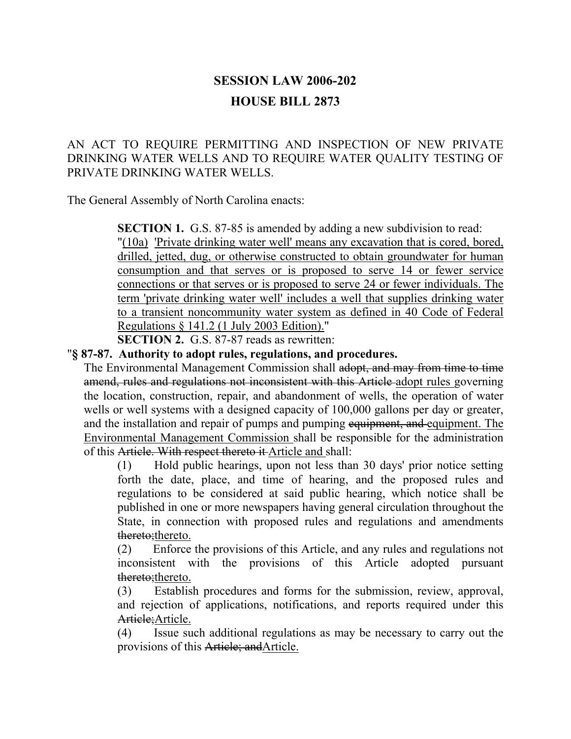# SESSION LAW 2006-202

# HOUSE BILL 2873

AN ACT TO REQUIRE PERMITTING AND INSPECTION OF NEW PRIVATE DRINKING WATER WELLS AND TO REQUIRE WATER QUALITY TESTING OF PRIVATE DRINKING WATER WELLS.

The General Assembly of North Carolina enacts:

**SECTION 1.** G.S. 87-85 is amended by adding a new subdivision to read:

"<u>(10a) 'Private drinking water well' means any excavation that is cored, bored, drilled, jetted, dug, or otherwise constructed to obtain groundwater for human consumption and that serves or is proposed to serve 14 or fewer service connections or that serves or is proposed to serve 24 or fewer individuals. The term 'private drinking water well' includes a well that supplies drinking water to a transient noncommunity water system as defined in 40 Code of Federal Regulations § 141.2 (1 July 2003 Edition).</u>"

**SECTION 2.** G.S. 87-87 reads as rewritten:

"**§ 87-87. Authority to adopt rules, regulations, and procedures.**

The Environmental Management Commission shall ~~adopt, and may from time to time amend, rules and regulations not inconsistent with this Article~~ <u>adopt rules</u> governing the location, construction, repair, and abandonment of wells, the operation of water wells or well systems with a designed capacity of 100,000 gallons per day or greater, and the installation and repair of pumps and pumping ~~equipment, and~~ <u>equipment. The Environmental Management Commission</u> shall be responsible for the administration of this ~~Article. With respect thereto it~~ <u>Article and</u> shall:

(1) Hold public hearings, upon not less than 30 days' prior notice setting forth the date, place, and time of hearing, and the proposed rules and regulations to be considered at said public hearing, which notice shall be published in one or more newspapers having general circulation throughout the State, in connection with proposed rules and regulations and amendments ~~thereto;~~<u>thereto.</u>

(2) Enforce the provisions of this Article, and any rules and regulations not inconsistent with the provisions of this Article adopted pursuant ~~thereto;~~<u>thereto.</u>

(3) Establish procedures and forms for the submission, review, approval, and rejection of applications, notifications, and reports required under this ~~Article;~~<u>Article.</u>

(4) Issue such additional regulations as may be necessary to carry out the provisions of this ~~Article; and~~<u>Article.</u>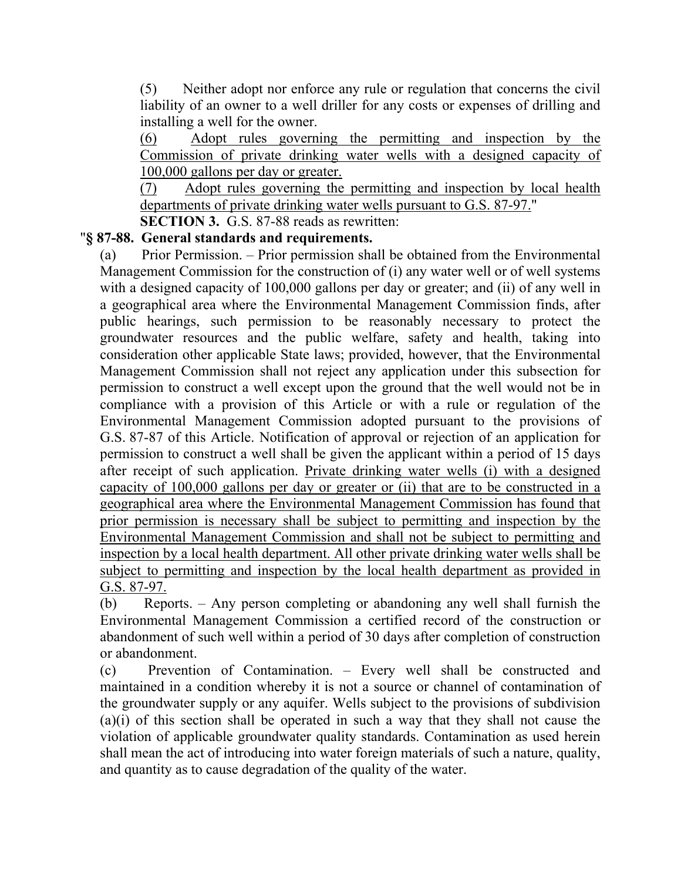(5) Neither adopt nor enforce any rule or regulation that concerns the civil liability of an owner to a well driller for any costs or expenses of drilling and installing a well for the owner.

<u>(6) Adopt rules governing the permitting and inspection by the Commission of private drinking water wells with a designed capacity of 100,000 gallons per day or greater.</u>

<u>(7) Adopt rules governing the permitting and inspection by local health departments of private drinking water wells pursuant to G.S. 87-97.</u>"

**SECTION 3.** G.S. 87-88 reads as rewritten:

"**§ 87-88. General standards and requirements.**

(a) Prior Permission. – Prior permission shall be obtained from the Environmental Management Commission for the construction of (i) any water well or of well systems with a designed capacity of 100,000 gallons per day or greater; and (ii) of any well in a geographical area where the Environmental Management Commission finds, after public hearings, such permission to be reasonably necessary to protect the groundwater resources and the public welfare, safety and health, taking into consideration other applicable State laws; provided, however, that the Environmental Management Commission shall not reject any application under this subsection for permission to construct a well except upon the ground that the well would not be in compliance with a provision of this Article or with a rule or regulation of the Environmental Management Commission adopted pursuant to the provisions of G.S. 87-87 of this Article. Notification of approval or rejection of an application for permission to construct a well shall be given the applicant within a period of 15 days after receipt of such application. <u>Private drinking water wells (i) with a designed capacity of 100,000 gallons per day or greater or (ii) that are to be constructed in a geographical area where the Environmental Management Commission has found that prior permission is necessary shall be subject to permitting and inspection by the Environmental Management Commission and shall not be subject to permitting and inspection by a local health department. All other private drinking water wells shall be subject to permitting and inspection by the local health department as provided in G.S. 87-97.</u>

(b) Reports. – Any person completing or abandoning any well shall furnish the Environmental Management Commission a certified record of the construction or abandonment of such well within a period of 30 days after completion of construction or abandonment.

(c) Prevention of Contamination. – Every well shall be constructed and maintained in a condition whereby it is not a source or channel of contamination of the groundwater supply or any aquifer. Wells subject to the provisions of subdivision (a)(i) of this section shall be operated in such a way that they shall not cause the violation of applicable groundwater quality standards. Contamination as used herein shall mean the act of introducing into water foreign materials of such a nature, quality, and quantity as to cause degradation of the quality of the water.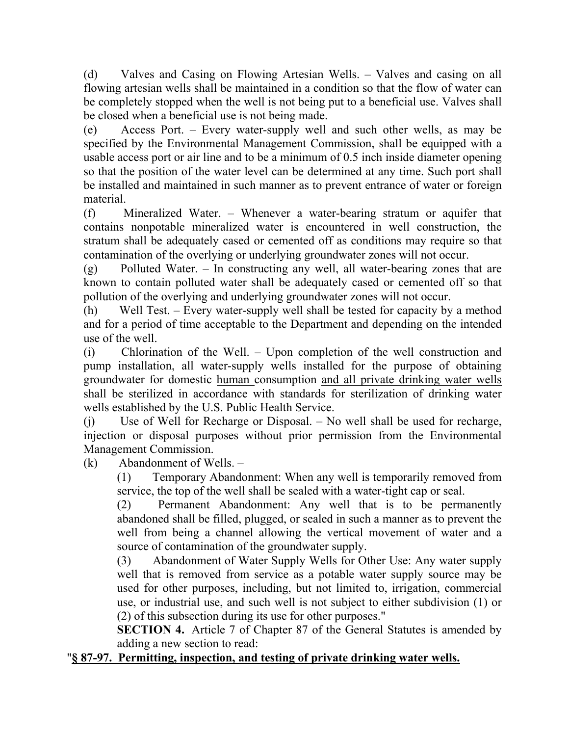(d) Valves and Casing on Flowing Artesian Wells. – Valves and casing on all flowing artesian wells shall be maintained in a condition so that the flow of water can be completely stopped when the well is not being put to a beneficial use. Valves shall be closed when a beneficial use is not being made.

(e) Access Port. – Every water-supply well and such other wells, as may be specified by the Environmental Management Commission, shall be equipped with a usable access port or air line and to be a minimum of 0.5 inch inside diameter opening so that the position of the water level can be determined at any time. Such port shall be installed and maintained in such manner as to prevent entrance of water or foreign material.

(f) Mineralized Water. – Whenever a water-bearing stratum or aquifer that contains nonpotable mineralized water is encountered in well construction, the stratum shall be adequately cased or cemented off as conditions may require so that contamination of the overlying or underlying groundwater zones will not occur.

(g) Polluted Water. – In constructing any well, all water-bearing zones that are known to contain polluted water shall be adequately cased or cemented off so that pollution of the overlying and underlying groundwater zones will not occur.

(h) Well Test. – Every water-supply well shall be tested for capacity by a method and for a period of time acceptable to the Department and depending on the intended use of the well.

(i) Chlorination of the Well. – Upon completion of the well construction and pump installation, all water-supply wells installed for the purpose of obtaining groundwater for ~~domestic~~ <u>human</u> consumption <u>and all private drinking water wells</u> shall be sterilized in accordance with standards for sterilization of drinking water wells established by the U.S. Public Health Service.

(j) Use of Well for Recharge or Disposal. – No well shall be used for recharge, injection or disposal purposes without prior permission from the Environmental Management Commission.

(k) Abandonment of Wells. –

(1) Temporary Abandonment: When any well is temporarily removed from service, the top of the well shall be sealed with a water-tight cap or seal.

(2) Permanent Abandonment: Any well that is to be permanently abandoned shall be filled, plugged, or sealed in such a manner as to prevent the well from being a channel allowing the vertical movement of water and a source of contamination of the groundwater supply.

(3) Abandonment of Water Supply Wells for Other Use: Any water supply well that is removed from service as a potable water supply source may be used for other purposes, including, but not limited to, irrigation, commercial use, or industrial use, and such well is not subject to either subdivision (1) or (2) of this subsection during its use for other purposes."

**SECTION 4.** Article 7 of Chapter 87 of the General Statutes is amended by adding a new section to read:

"**<u>§ 87-97. Permitting, inspection, and testing of private drinking water wells.</u>**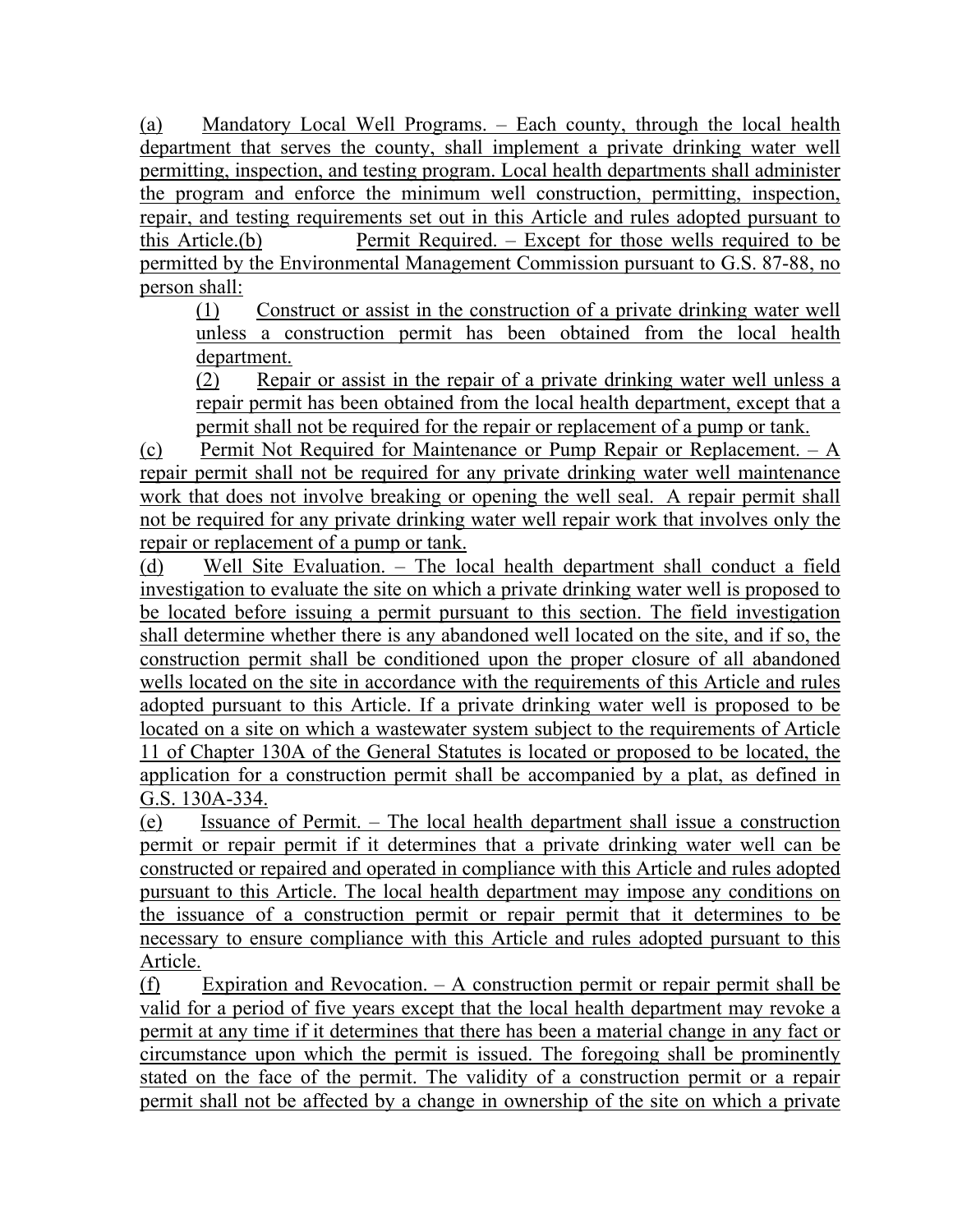(a) Mandatory Local Well Programs. – Each county, through the local health department that serves the county, shall implement a private drinking water well permitting, inspection, and testing program. Local health departments shall administer the program and enforce the minimum well construction, permitting, inspection, repair, and testing requirements set out in this Article and rules adopted pursuant to this Article.(b) Permit Required. – Except for those wells required to be permitted by the Environmental Management Commission pursuant to G.S. 87-88, no person shall:

(1) Construct or assist in the construction of a private drinking water well unless a construction permit has been obtained from the local health department.

(2) Repair or assist in the repair of a private drinking water well unless a repair permit has been obtained from the local health department, except that a permit shall not be required for the repair or replacement of a pump or tank.

(c) Permit Not Required for Maintenance or Pump Repair or Replacement. – A repair permit shall not be required for any private drinking water well maintenance work that does not involve breaking or opening the well seal. A repair permit shall not be required for any private drinking water well repair work that involves only the repair or replacement of a pump or tank.

(d) Well Site Evaluation. – The local health department shall conduct a field investigation to evaluate the site on which a private drinking water well is proposed to be located before issuing a permit pursuant to this section. The field investigation shall determine whether there is any abandoned well located on the site, and if so, the construction permit shall be conditioned upon the proper closure of all abandoned wells located on the site in accordance with the requirements of this Article and rules adopted pursuant to this Article. If a private drinking water well is proposed to be located on a site on which a wastewater system subject to the requirements of Article 11 of Chapter 130A of the General Statutes is located or proposed to be located, the application for a construction permit shall be accompanied by a plat, as defined in G.S. 130A-334.

(e) Issuance of Permit. – The local health department shall issue a construction permit or repair permit if it determines that a private drinking water well can be constructed or repaired and operated in compliance with this Article and rules adopted pursuant to this Article. The local health department may impose any conditions on the issuance of a construction permit or repair permit that it determines to be necessary to ensure compliance with this Article and rules adopted pursuant to this Article.

(f) Expiration and Revocation. – A construction permit or repair permit shall be valid for a period of five years except that the local health department may revoke a permit at any time if it determines that there has been a material change in any fact or circumstance upon which the permit is issued. The foregoing shall be prominently stated on the face of the permit. The validity of a construction permit or a repair permit shall not be affected by a change in ownership of the site on which a private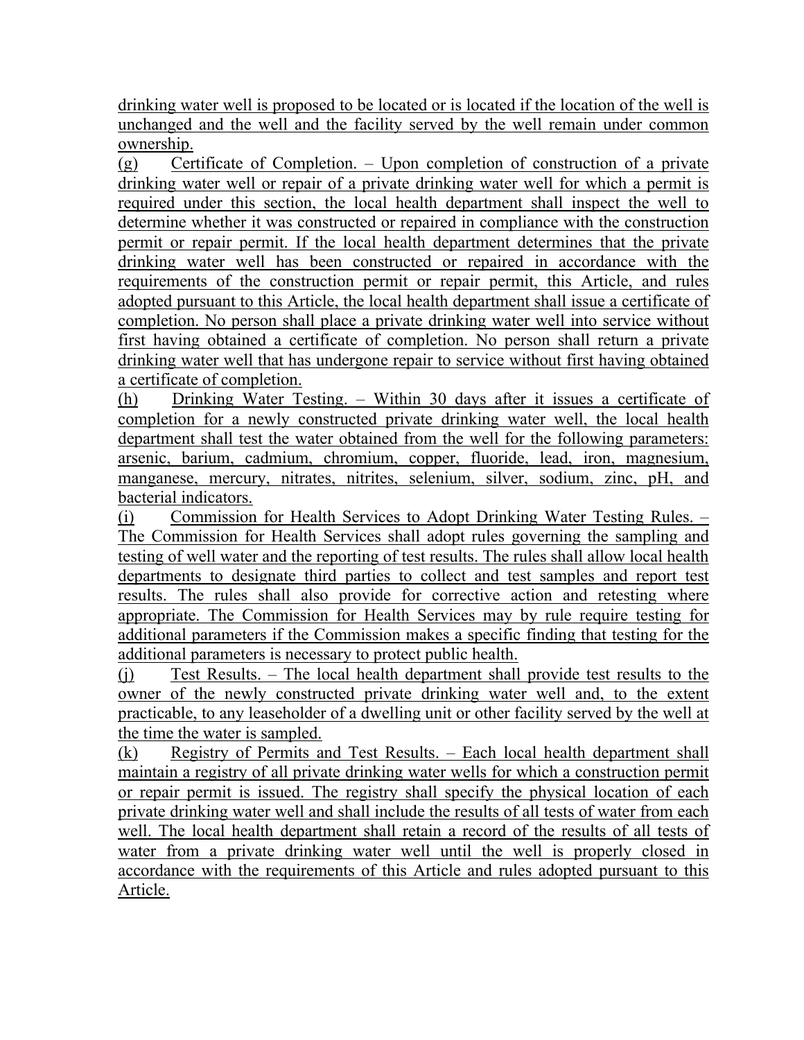drinking water well is proposed to be located or is located if the location of the well is unchanged and the well and the facility served by the well remain under common ownership.

(g) Certificate of Completion. – Upon completion of construction of a private drinking water well or repair of a private drinking water well for which a permit is required under this section, the local health department shall inspect the well to determine whether it was constructed or repaired in compliance with the construction permit or repair permit. If the local health department determines that the private drinking water well has been constructed or repaired in accordance with the requirements of the construction permit or repair permit, this Article, and rules adopted pursuant to this Article, the local health department shall issue a certificate of completion. No person shall place a private drinking water well into service without first having obtained a certificate of completion. No person shall return a private drinking water well that has undergone repair to service without first having obtained a certificate of completion.

(h) Drinking Water Testing. – Within 30 days after it issues a certificate of completion for a newly constructed private drinking water well, the local health department shall test the water obtained from the well for the following parameters: arsenic, barium, cadmium, chromium, copper, fluoride, lead, iron, magnesium, manganese, mercury, nitrates, nitrites, selenium, silver, sodium, zinc, pH, and bacterial indicators.

(i) Commission for Health Services to Adopt Drinking Water Testing Rules. – The Commission for Health Services shall adopt rules governing the sampling and testing of well water and the reporting of test results. The rules shall allow local health departments to designate third parties to collect and test samples and report test results. The rules shall also provide for corrective action and retesting where appropriate. The Commission for Health Services may by rule require testing for additional parameters if the Commission makes a specific finding that testing for the additional parameters is necessary to protect public health.

(j) Test Results. – The local health department shall provide test results to the owner of the newly constructed private drinking water well and, to the extent practicable, to any leaseholder of a dwelling unit or other facility served by the well at the time the water is sampled.

(k) Registry of Permits and Test Results. – Each local health department shall maintain a registry of all private drinking water wells for which a construction permit or repair permit is issued. The registry shall specify the physical location of each private drinking water well and shall include the results of all tests of water from each well. The local health department shall retain a record of the results of all tests of water from a private drinking water well until the well is properly closed in accordance with the requirements of this Article and rules adopted pursuant to this Article.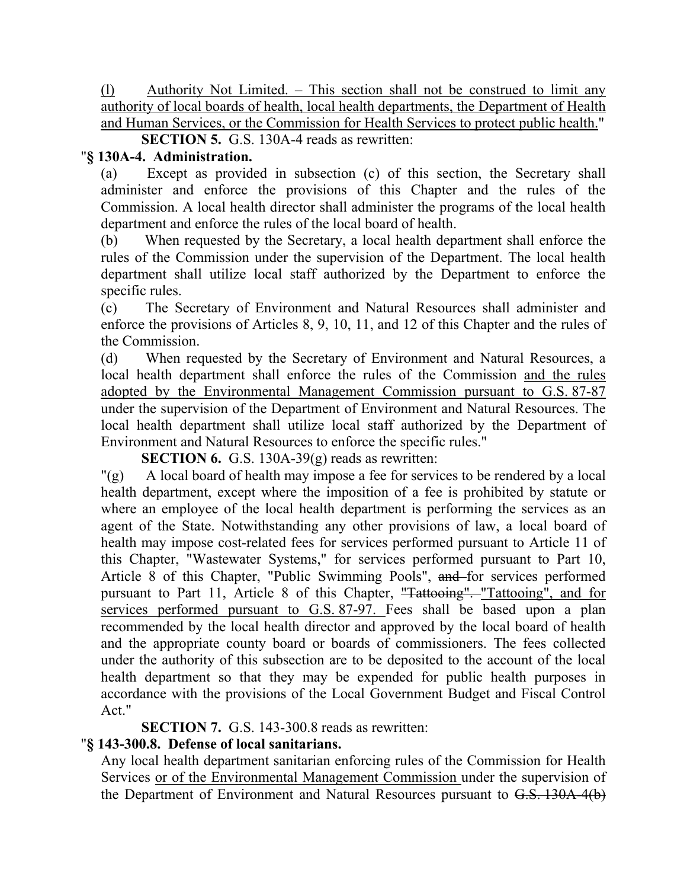(l) Authority Not Limited. – This section shall not be construed to limit any authority of local boards of health, local health departments, the Department of Health and Human Services, or the Commission for Health Services to protect public health."

**SECTION 5.** G.S. 130A-4 reads as rewritten:

"**§ 130A-4. Administration.**

(a) Except as provided in subsection (c) of this section, the Secretary shall administer and enforce the provisions of this Chapter and the rules of the Commission. A local health director shall administer the programs of the local health department and enforce the rules of the local board of health.

(b) When requested by the Secretary, a local health department shall enforce the rules of the Commission under the supervision of the Department. The local health department shall utilize local staff authorized by the Department to enforce the specific rules.

(c) The Secretary of Environment and Natural Resources shall administer and enforce the provisions of Articles 8, 9, 10, 11, and 12 of this Chapter and the rules of the Commission.

(d) When requested by the Secretary of Environment and Natural Resources, a local health department shall enforce the rules of the Commission and the rules adopted by the Environmental Management Commission pursuant to G.S. 87-87 under the supervision of the Department of Environment and Natural Resources. The local health department shall utilize local staff authorized by the Department of Environment and Natural Resources to enforce the specific rules."

**SECTION 6.** G.S. 130A-39(g) reads as rewritten:

"(g) A local board of health may impose a fee for services to be rendered by a local health department, except where the imposition of a fee is prohibited by statute or where an employee of the local health department is performing the services as an agent of the State. Notwithstanding any other provisions of law, a local board of health may impose cost-related fees for services performed pursuant to Article 11 of this Chapter, "Wastewater Systems," for services performed pursuant to Part 10, Article 8 of this Chapter, "Public Swimming Pools", ~~and~~ for services performed pursuant to Part 11, Article 8 of this Chapter, ~~"Tattooing".~~ "Tattooing", and for services performed pursuant to G.S. 87-97. Fees shall be based upon a plan recommended by the local health director and approved by the local board of health and the appropriate county board or boards of commissioners. The fees collected under the authority of this subsection are to be deposited to the account of the local health department so that they may be expended for public health purposes in accordance with the provisions of the Local Government Budget and Fiscal Control Act."

**SECTION 7.** G.S. 143-300.8 reads as rewritten:

"**§ 143-300.8. Defense of local sanitarians.**

Any local health department sanitarian enforcing rules of the Commission for Health Services or of the Environmental Management Commission under the supervision of the Department of Environment and Natural Resources pursuant to ~~G.S. 130A-4(b)~~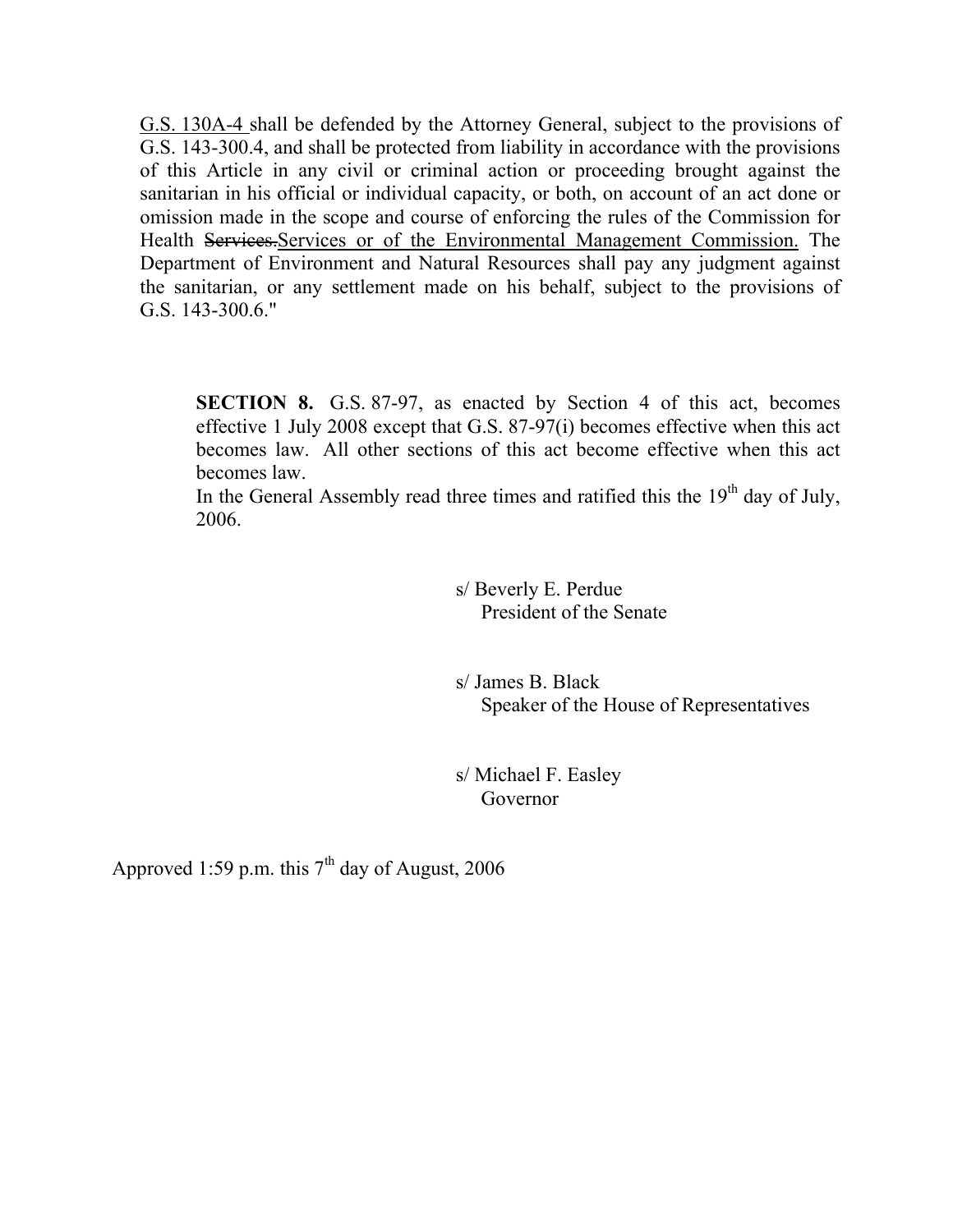G.S. 130A-4 shall be defended by the Attorney General, subject to the provisions of G.S. 143-300.4, and shall be protected from liability in accordance with the provisions of this Article in any civil or criminal action or proceeding brought against the sanitarian in his official or individual capacity, or both, on account of an act done or omission made in the scope and course of enforcing the rules of the Commission for Health ~~Services.~~Services or of the Environmental Management Commission. The Department of Environment and Natural Resources shall pay any judgment against the sanitarian, or any settlement made on his behalf, subject to the provisions of G.S. 143-300.6."

**SECTION 8.** G.S. 87-97, as enacted by Section 4 of this act, becomes effective 1 July 2008 except that G.S. 87-97(i) becomes effective when this act becomes law. All other sections of this act become effective when this act becomes law.

In the General Assembly read three times and ratified this the 19th day of July, 2006.

s/ Beverly E. Perdue
President of the Senate

s/ James B. Black
Speaker of the House of Representatives

s/ Michael F. Easley
Governor

Approved 1:59 p.m. this 7th day of August, 2006